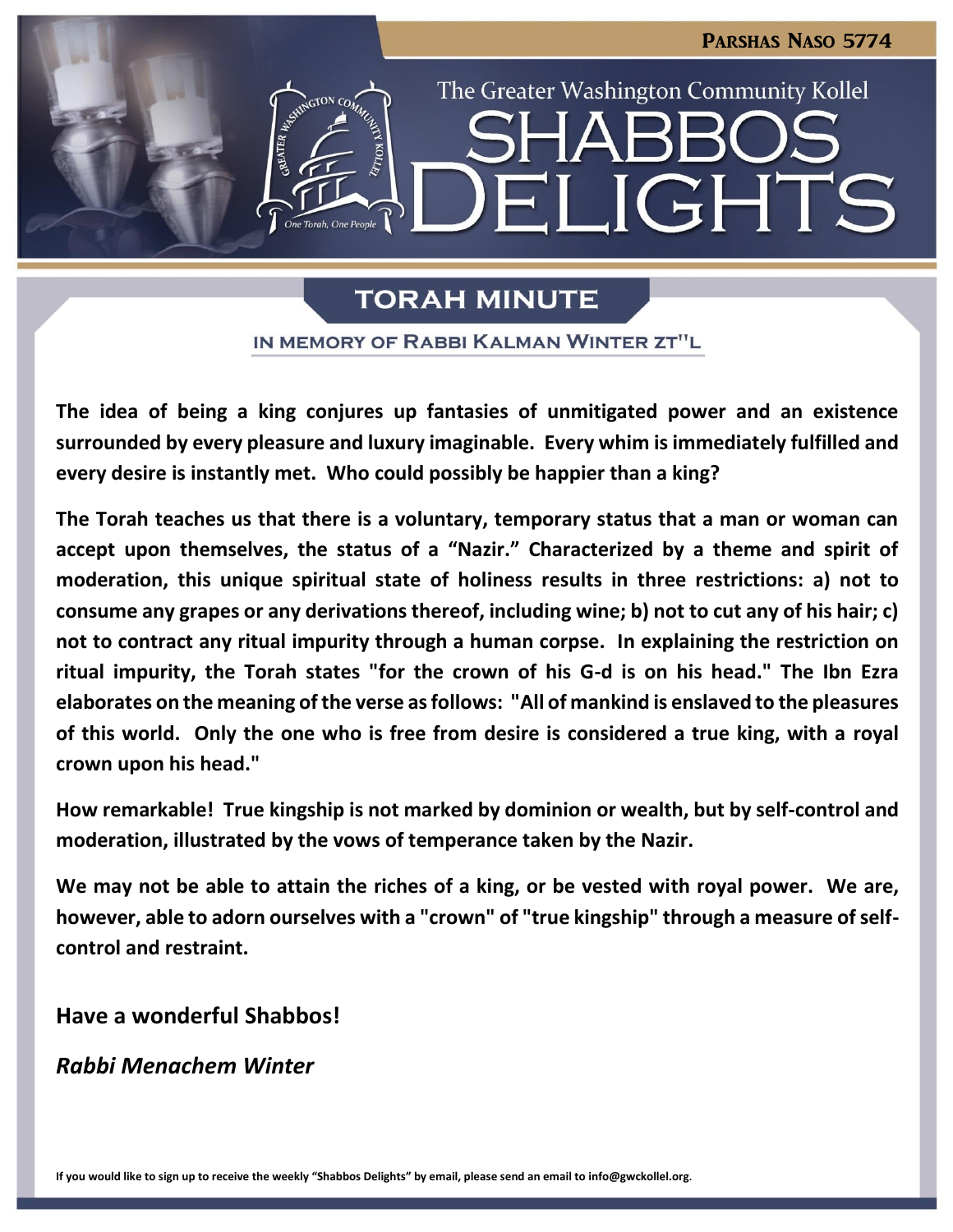**Parshas Naso 5774**

The Greater Washington Community Kollel

# SHABBOS DELIGHTS

## TORAH MINUTE

### IN MEMORY OF RABBI KALMAN WINTER ZT"L

**The idea of being a king conjures up fantasies of unmitigated power and an existence surrounded by every pleasure and luxury imaginable. Every whim is immediately fulfilled and every desire is instantly met. Who could possibly be happier than a king?**

**The Torah teaches us that there is a voluntary, temporary status that a man or woman can accept upon themselves, the status of a "Nazir." Characterized by a theme and spirit of moderation, this unique spiritual state of holiness results in three restrictions: a) not to consume any grapes or any derivations thereof, including wine; b) not to cut any of his hair; c) not to contract any ritual impurity through a human corpse. In explaining the restriction on ritual impurity, the Torah states "for the crown of his G-d is on his head." The Ibn Ezra elaborates on the meaning of the verse as follows: "All of mankind is enslaved to the pleasures of this world. Only the one who is free from desire is considered a true king, with a royal crown upon his head."**

**How remarkable! True kingship is not marked by dominion or wealth, but by self-control and moderation, illustrated by the vows of temperance taken by the Nazir.**

**We may not be able to attain the riches of a king, or be vested with royal power. We are, however, able to adorn ourselves with a "crown" of "true kingship" through a measure of self-control and restraint.**

**Have a wonderful Shabbos!**

***Rabbi Menachem Winter***

**If you would like to sign up to receive the weekly "Shabbos Delights" by email, please send an email to info@gwckollel.org.**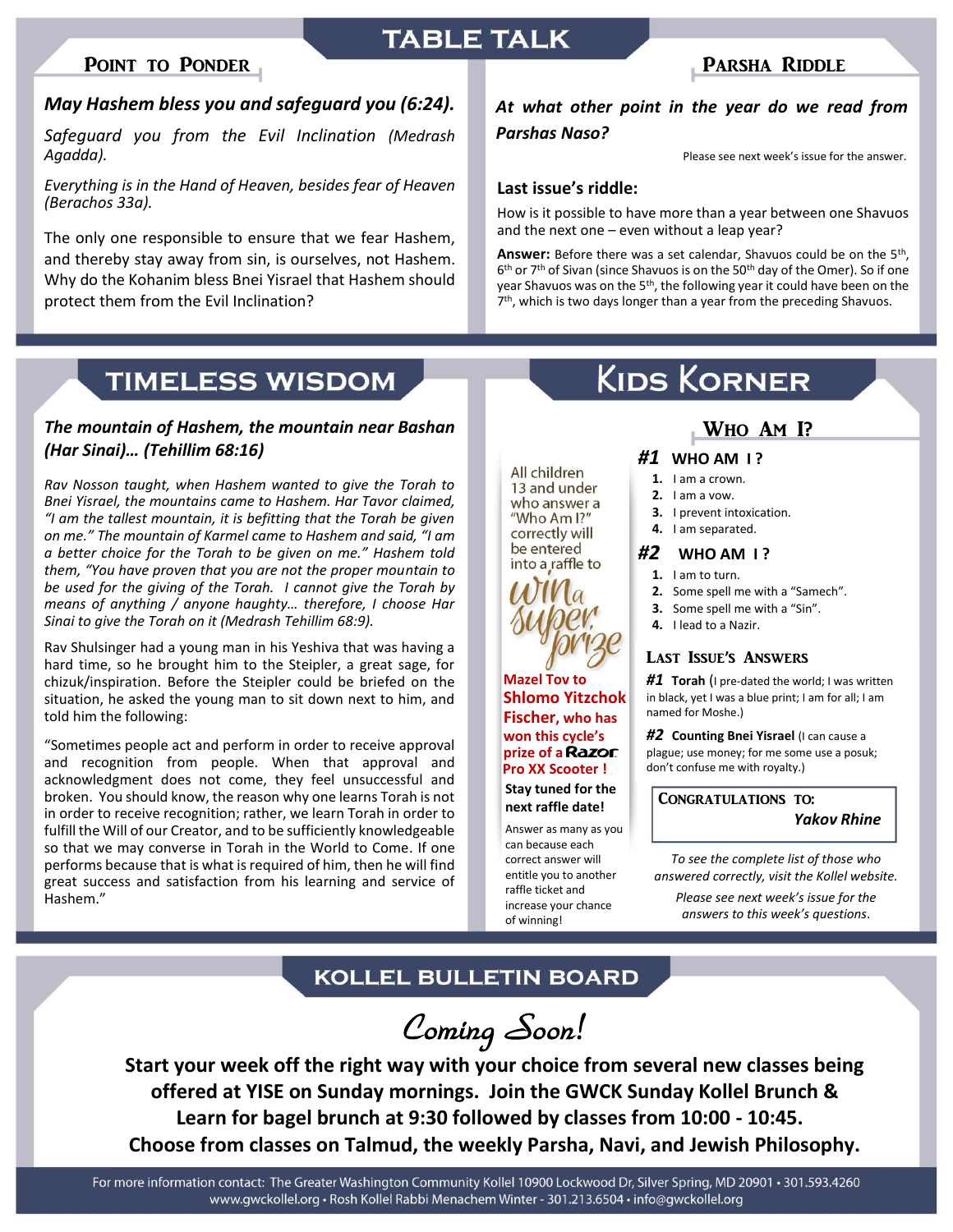# TABLE TALK

## Point to Ponder

***May Hashem bless you and safeguard you (6:24).***

*Safeguard you from the Evil Inclination (Medrash Agadda).*

*Everything is in the Hand of Heaven, besides fear of Heaven (Berachos 33a).*

The only one responsible to ensure that we fear Hashem, and thereby stay away from sin, is ourselves, not Hashem. Why do the Kohanim bless Bnei Yisrael that Hashem should protect them from the Evil Inclination?

## Parsha Riddle

***At what other point in the year do we read from Parshas Naso?***

Please see next week's issue for the answer.

**Last issue's riddle:**

How is it possible to have more than a year between one Shavuos and the next one – even without a leap year?

**Answer:** Before there was a set calendar, Shavuos could be on the 5th, 6th or 7th of Sivan (since Shavuos is on the 50th day of the Omer). So if one year Shavuos was on the 5th, the following year it could have been on the 7th, which is two days longer than a year from the preceding Shavuos.

# TIMELESS WISDOM

***The mountain of Hashem, the mountain near Bashan (Har Sinai)… (Tehillim 68:16)***

*Rav Nosson taught, when Hashem wanted to give the Torah to Bnei Yisrael, the mountains came to Hashem. Har Tavor claimed, "I am the tallest mountain, it is befitting that the Torah be given on me." The mountain of Karmel came to Hashem and said, "I am a better choice for the Torah to be given on me." Hashem told them, "You have proven that you are not the proper mountain to be used for the giving of the Torah. I cannot give the Torah by means of anything / anyone haughty… therefore, I choose Har Sinai to give the Torah on it (Medrash Tehillim 68:9).*

Rav Shulsinger had a young man in his Yeshiva that was having a hard time, so he brought him to the Steipler, a great sage, for chizuk/inspiration. Before the Steipler could be briefed on the situation, he asked the young man to sit down next to him, and told him the following:

"Sometimes people act and perform in order to receive approval and recognition from people. When that approval and acknowledgment does not come, they feel unsuccessful and broken. You should know, the reason why one learns Torah is not in order to receive recognition; rather, we learn Torah in order to fulfill the Will of our Creator, and to be sufficiently knowledgeable so that we may converse in Torah in the World to Come. If one performs because that is what is required of him, then he will find great success and satisfaction from his learning and service of Hashem."

# Kids Korner

All children 13 and under who answer a "Who Am I?" correctly will be entered into a raffle to

*win a super prize*

**Mazel Tov to Shlomo Yitzchok Fischer, who has won this cycle's prize of a Razor Pro XX Scooter !**

**Stay tuned for the next raffle date!**

Answer as many as you can because each correct answer will entitle you to another raffle ticket and increase your chance of winning!

## Who Am I?

### #1 WHO AM I ?

1. I am a crown.
2. I am a vow.
3. I prevent intoxication.
4. I am separated.

### #2 WHO AM I ?

1. I am to turn.
2. Some spell me with a "Samech".
3. Some spell me with a "Sin".
4. I lead to a Nazir.

### Last Issue's Answers

***#1*** **Torah** (I pre-dated the world; I was written in black, yet I was a blue print; I am for all; I am named for Moshe.)

***#2*** **Counting Bnei Yisrael** (I can cause a plague; use money; for me some use a posuk; don't confuse me with royalty.)

**Congratulations to:** ***Yakov Rhine***

*To see the complete list of those who answered correctly, visit the Kollel website.*

*Please see next week's issue for the answers to this week's questions.*

# KOLLEL BULLETIN BOARD

*Coming Soon!*

**Start your week off the right way with your choice from several new classes being offered at YISE on Sunday mornings. Join the GWCK Sunday Kollel Brunch & Learn for bagel brunch at 9:30 followed by classes from 10:00 - 10:45. Choose from classes on Talmud, the weekly Parsha, Navi, and Jewish Philosophy.**

For more information contact: The Greater Washington Community Kollel 10900 Lockwood Dr, Silver Spring, MD 20901 • 301.593.4260
www.gwckollel.org • Rosh Kollel Rabbi Menachem Winter - 301.213.6504 • info@gwckollel.org